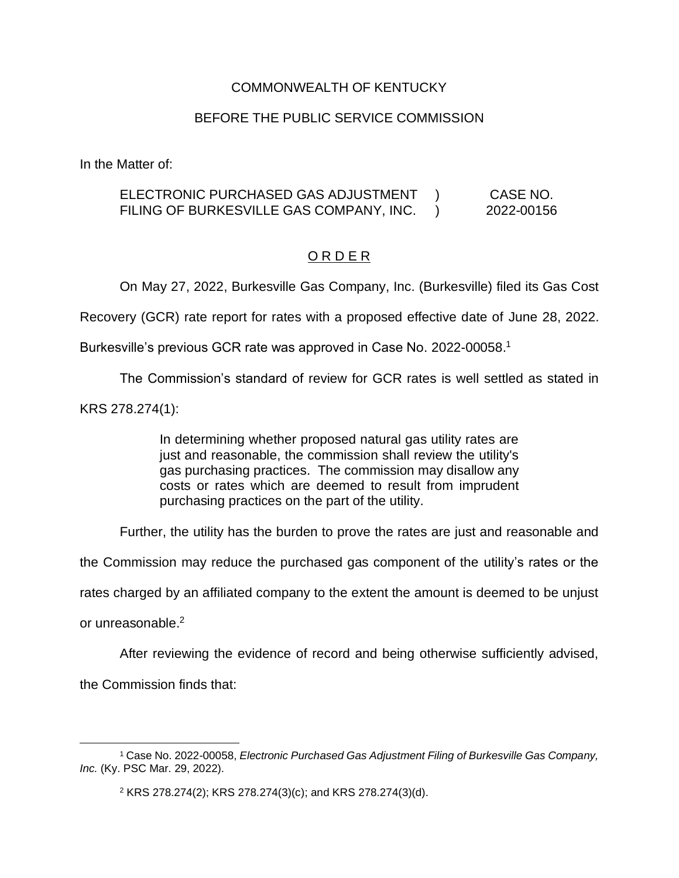COMMONWEALTH OF KENTUCKY

BEFORE THE PUBLIC SERVICE COMMISSION

In the Matter of:

| | | |
|---|---|---|
| ELECTRONIC PURCHASED GAS ADJUSTMENT FILING OF BURKESVILLE GAS COMPANY, INC. | ) ) | CASE NO. 2022-00156 |

O R D E R

On May 27, 2022, Burkesville Gas Company, Inc. (Burkesville) filed its Gas Cost Recovery (GCR) rate report for rates with a proposed effective date of June 28, 2022. Burkesville's previous GCR rate was approved in Case No. 2022-00058.[1]

The Commission's standard of review for GCR rates is well settled as stated in KRS 278.274(1):

> In determining whether proposed natural gas utility rates are just and reasonable, the commission shall review the utility's gas purchasing practices. The commission may disallow any costs or rates which are deemed to result from imprudent purchasing practices on the part of the utility.

Further, the utility has the burden to prove the rates are just and reasonable and the Commission may reduce the purchased gas component of the utility's rates or the rates charged by an affiliated company to the extent the amount is deemed to be unjust or unreasonable.[2]

After reviewing the evidence of record and being otherwise sufficiently advised, the Commission finds that:

---

[1] Case No. 2022-00058, *Electronic Purchased Gas Adjustment Filing of Burkesville Gas Company, Inc.* (Ky. PSC Mar. 29, 2022).

[2] KRS 278.274(2); KRS 278.274(3)(c); and KRS 278.274(3)(d).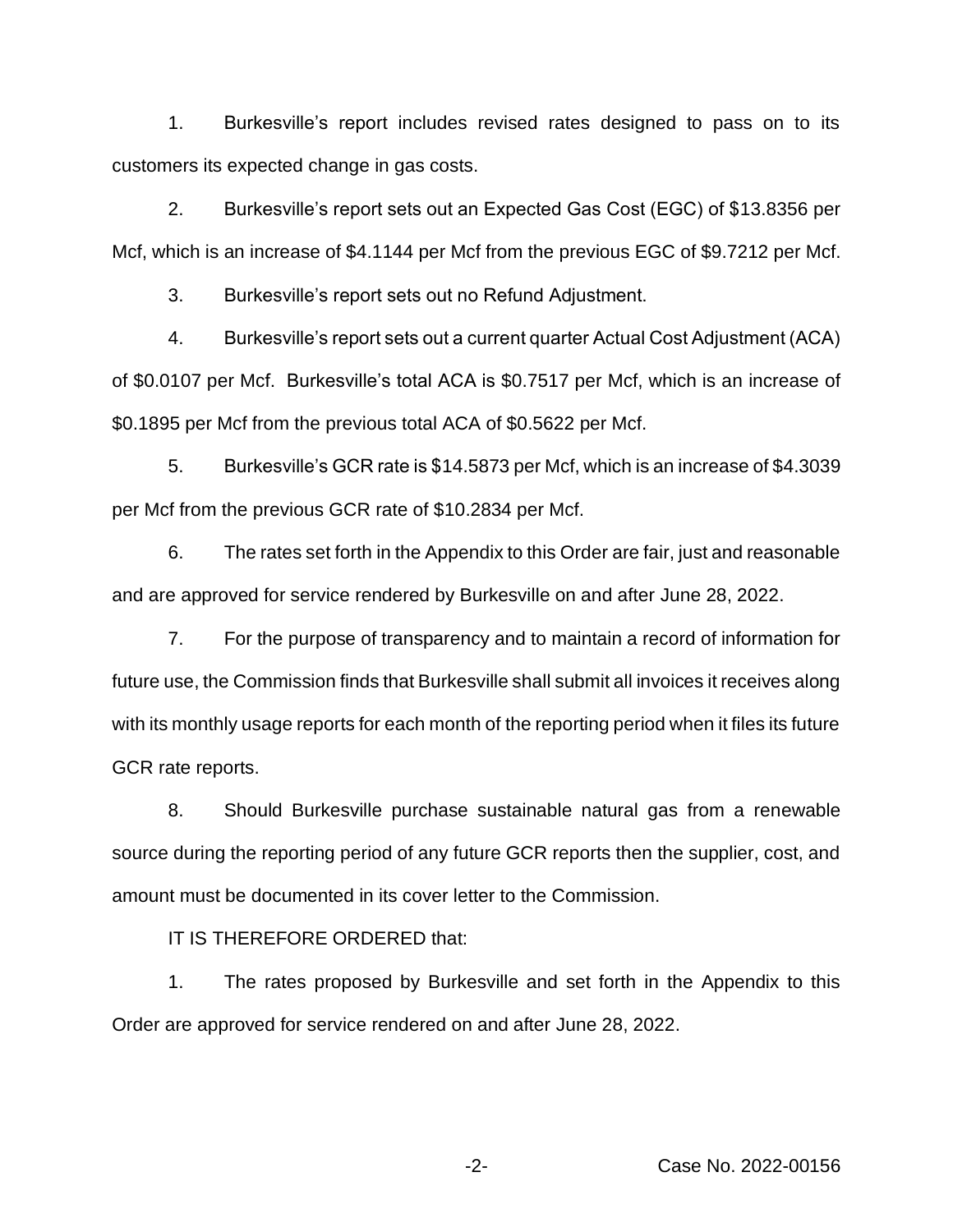1. Burkesville's report includes revised rates designed to pass on to its customers its expected change in gas costs.

2. Burkesville's report sets out an Expected Gas Cost (EGC) of $13.8356 per Mcf, which is an increase of $4.1144 per Mcf from the previous EGC of $9.7212 per Mcf.

3. Burkesville's report sets out no Refund Adjustment.

4. Burkesville's report sets out a current quarter Actual Cost Adjustment (ACA) of $0.0107 per Mcf. Burkesville's total ACA is $0.7517 per Mcf, which is an increase of $0.1895 per Mcf from the previous total ACA of $0.5622 per Mcf.

5. Burkesville's GCR rate is $14.5873 per Mcf, which is an increase of $4.3039 per Mcf from the previous GCR rate of $10.2834 per Mcf.

6. The rates set forth in the Appendix to this Order are fair, just and reasonable and are approved for service rendered by Burkesville on and after June 28, 2022.

7. For the purpose of transparency and to maintain a record of information for future use, the Commission finds that Burkesville shall submit all invoices it receives along with its monthly usage reports for each month of the reporting period when it files its future GCR rate reports.

8. Should Burkesville purchase sustainable natural gas from a renewable source during the reporting period of any future GCR reports then the supplier, cost, and amount must be documented in its cover letter to the Commission.

IT IS THEREFORE ORDERED that:

1. The rates proposed by Burkesville and set forth in the Appendix to this Order are approved for service rendered on and after June 28, 2022.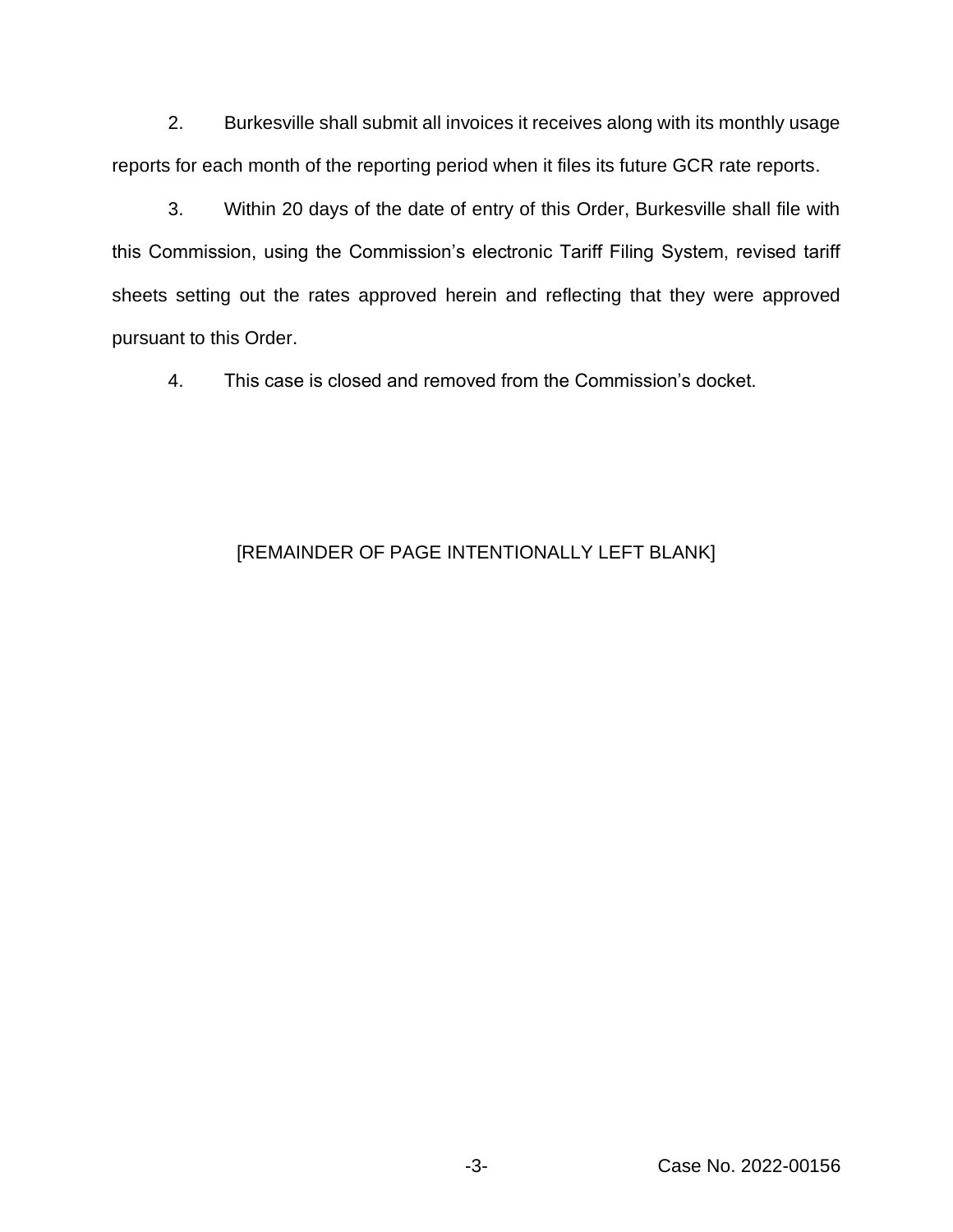2. Burkesville shall submit all invoices it receives along with its monthly usage reports for each month of the reporting period when it files its future GCR rate reports.

3. Within 20 days of the date of entry of this Order, Burkesville shall file with this Commission, using the Commission's electronic Tariff Filing System, revised tariff sheets setting out the rates approved herein and reflecting that they were approved pursuant to this Order.

4. This case is closed and removed from the Commission's docket.

[REMAINDER OF PAGE INTENTIONALLY LEFT BLANK]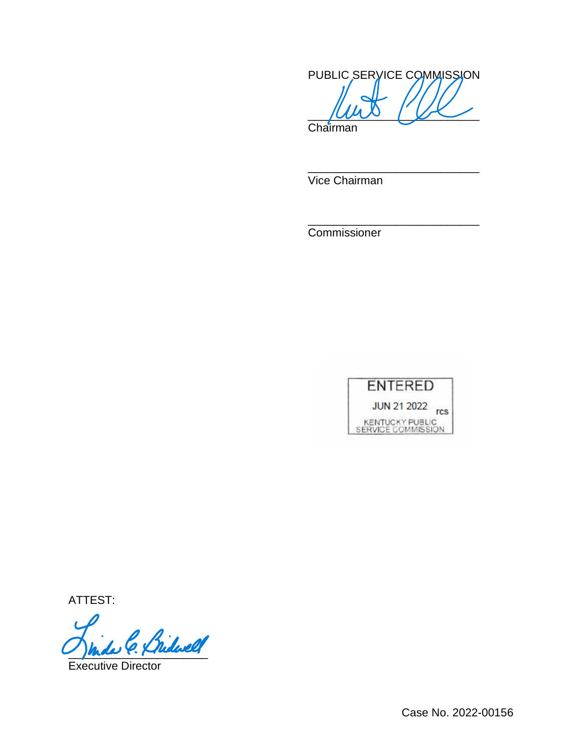PUBLIC SERVICE COMMISSION

\_\_\_\_\_\_\_\_\_\_\_\_\_\_\_\_\_\_\_\_\_\_\_\_\_\_\_\_
Chairman

\_\_\_\_\_\_\_\_\_\_\_\_\_\_\_\_\_\_\_\_\_\_\_\_\_\_\_\_
Vice Chairman

\_\_\_\_\_\_\_\_\_\_\_\_\_\_\_\_\_\_\_\_\_\_\_\_\_\_\_\_
Commissioner

ENTERED
JUN 21 2022 rcs
KENTUCKY PUBLIC SERVICE COMMISSION

ATTEST:

\_\_\_\_\_\_\_\_\_\_\_\_\_\_\_\_\_\_\_\_\_\_\_\_\_\_\_\_
Executive Director

Case No. 2022-00156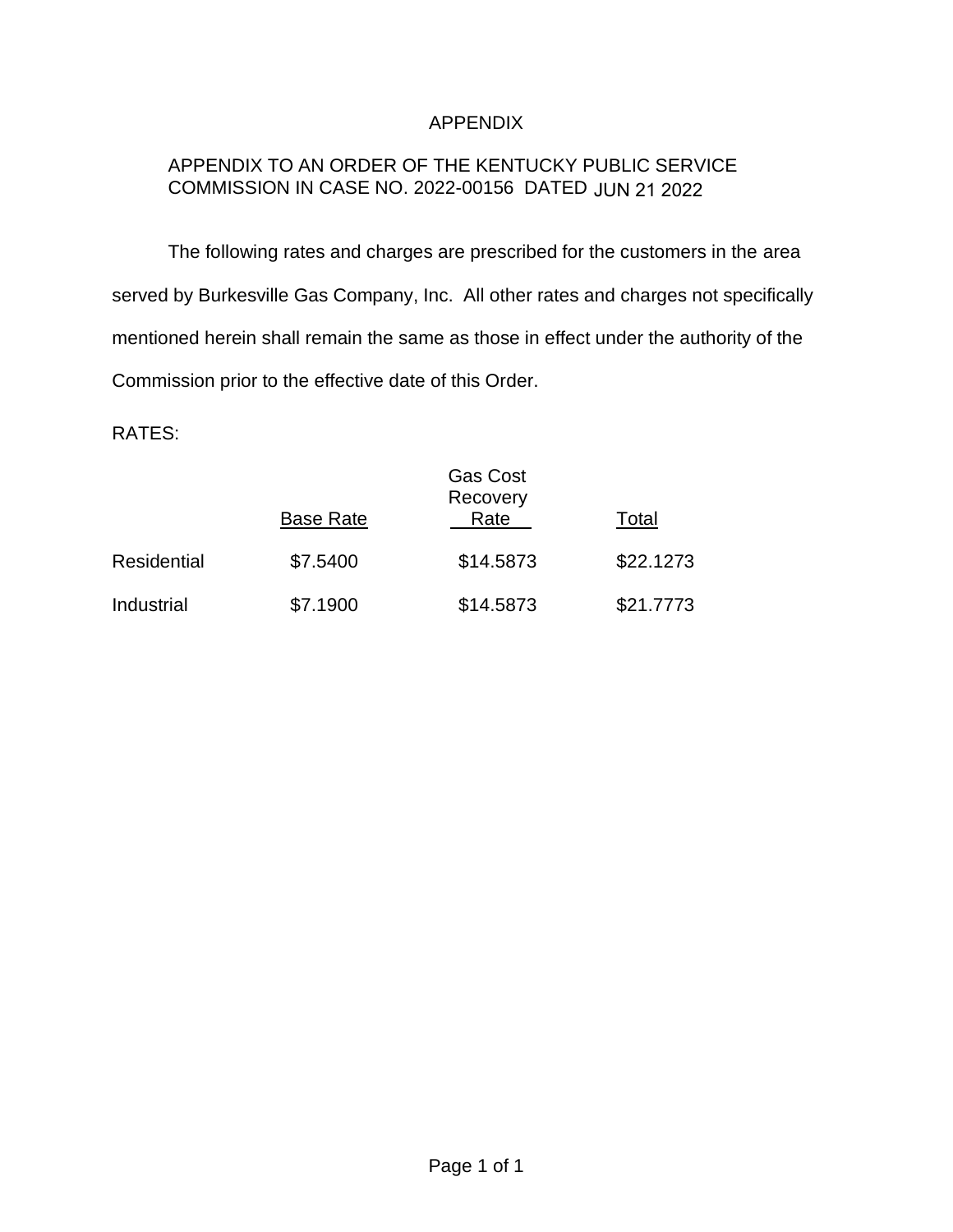# APPENDIX

APPENDIX TO AN ORDER OF THE KENTUCKY PUBLIC SERVICE COMMISSION IN CASE NO. 2022-00156 DATED JUN 21 2022

The following rates and charges are prescribed for the customers in the area served by Burkesville Gas Company, Inc. All other rates and charges not specifically mentioned herein shall remain the same as those in effect under the authority of the Commission prior to the effective date of this Order.

RATES:

| | Base Rate | Gas Cost Recovery Rate | Total |
|---|---|---|---|
| Residential | $7.5400 | $14.5873 | $22.1273 |
| Industrial | $7.1900 | $14.5873 | $21.7773 |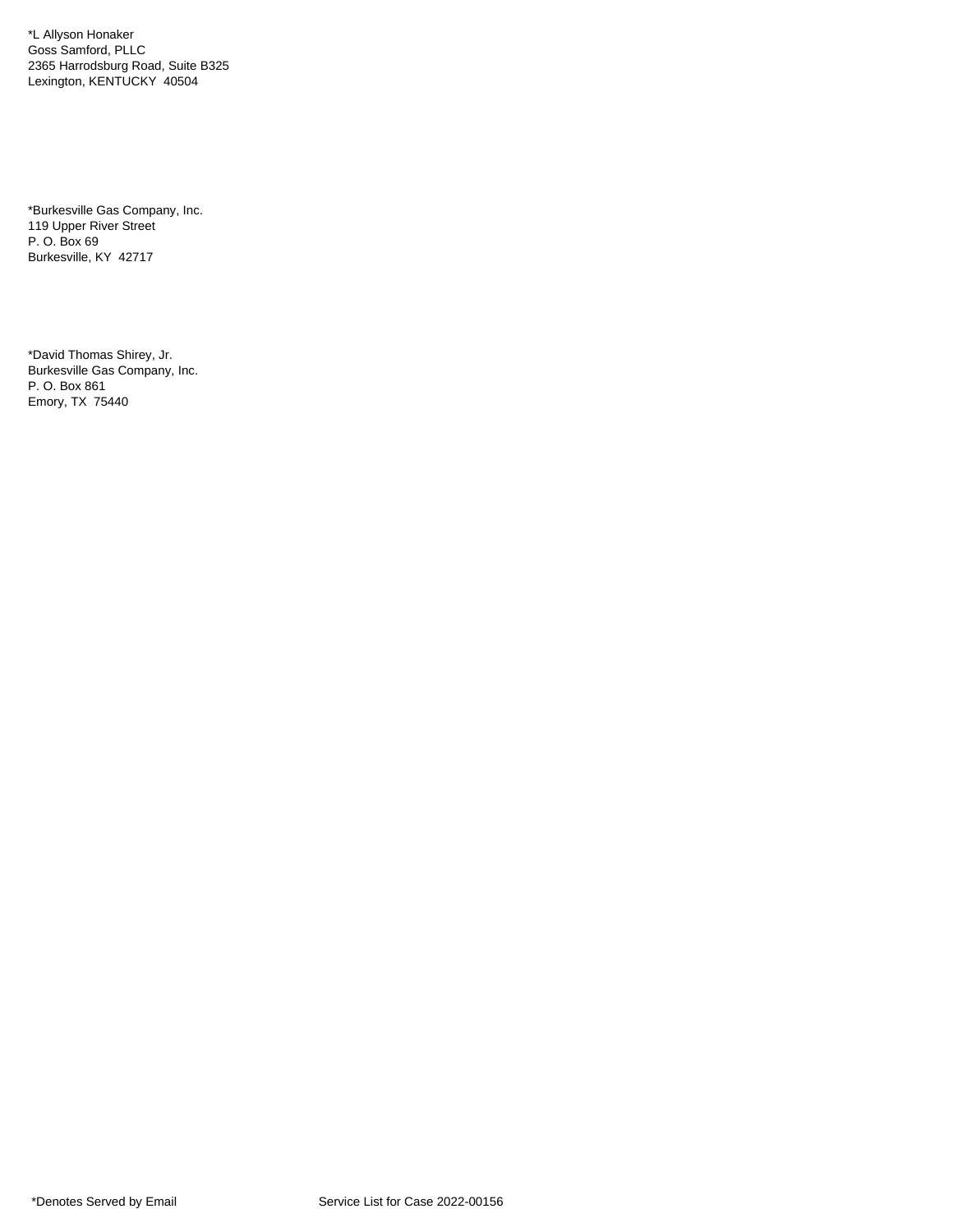*L Allyson Honaker
Goss Samford, PLLC
2365 Harrodsburg Road, Suite B325
Lexington, KENTUCKY 40504

*Burkesville Gas Company, Inc.
119 Upper River Street
P. O. Box 69
Burkesville, KY 42717

*David Thomas Shirey, Jr.
Burkesville Gas Company, Inc.
P. O. Box 861
Emory, TX 75440

*Denotes Served by Email

Service List for Case 2022-00156